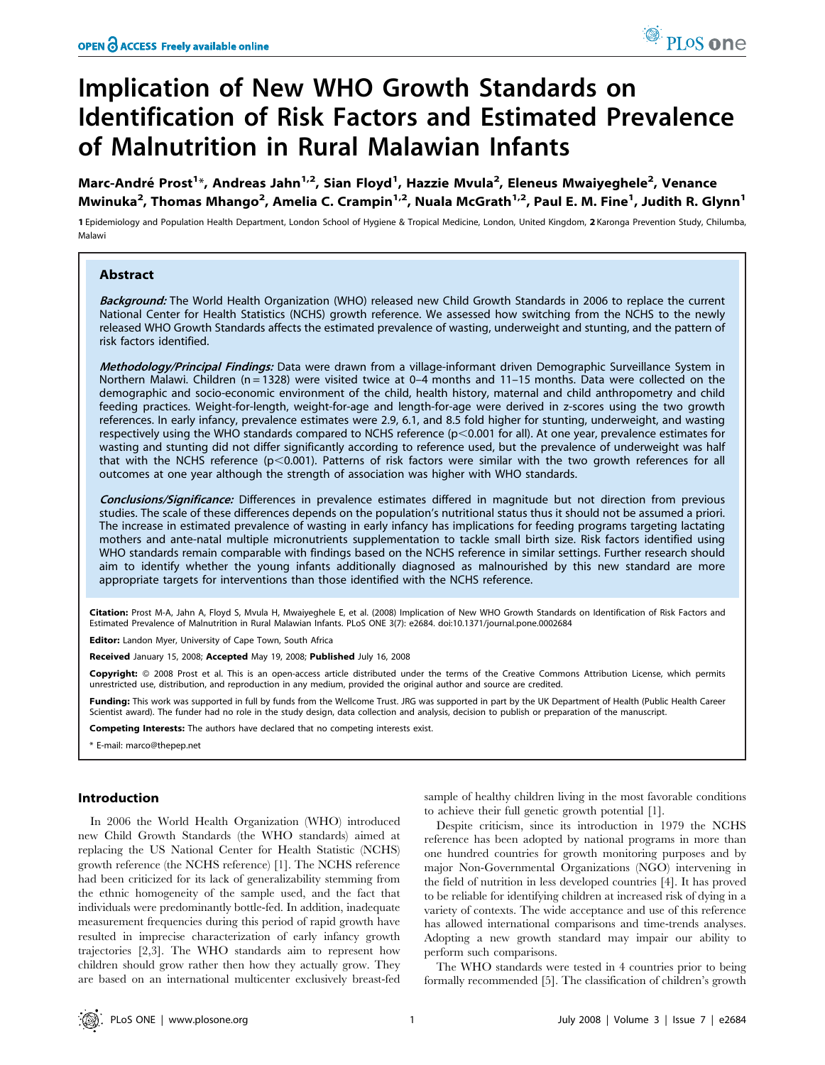# Implication of New WHO Growth Standards on Identification of Risk Factors and Estimated Prevalence of Malnutrition in Rural Malawian Infants

**Marc-André Prost[1]*, Andreas Jahn[1,2], Sian Floyd[1], Hazzie Mvula[2], Eleneus Mwaiyeghele[2], Venance Mwinuka[2], Thomas Mhango[2], Amelia C. Crampin[1,2], Nuala McGrath[1,2], Paul E. M. Fine[1], Judith R. Glynn[1]**

1 Epidemiology and Population Health Department, London School of Hygiene & Tropical Medicine, London, United Kingdom, 2 Karonga Prevention Study, Chilumba, Malawi

## Abstract

***Background:*** The World Health Organization (WHO) released new Child Growth Standards in 2006 to replace the current National Center for Health Statistics (NCHS) growth reference. We assessed how switching from the NCHS to the newly released WHO Growth Standards affects the estimated prevalence of wasting, underweight and stunting, and the pattern of risk factors identified.

***Methodology/Principal Findings:*** Data were drawn from a village-informant driven Demographic Surveillance System in Northern Malawi. Children (n = 1328) were visited twice at 0–4 months and 11–15 months. Data were collected on the demographic and socio-economic environment of the child, health history, maternal and child anthropometry and child feeding practices. Weight-for-length, weight-for-age and length-for-age were derived in z-scores using the two growth references. In early infancy, prevalence estimates were 2.9, 6.1, and 8.5 fold higher for stunting, underweight, and wasting respectively using the WHO standards compared to NCHS reference ($p<0.001$ for all). At one year, prevalence estimates for wasting and stunting did not differ significantly according to reference used, but the prevalence of underweight was half that with the NCHS reference ($p<0.001$). Patterns of risk factors were similar with the two growth references for all outcomes at one year although the strength of association was higher with WHO standards.

***Conclusions/Significance:*** Differences in prevalence estimates differed in magnitude but not direction from previous studies. The scale of these differences depends on the population's nutritional status thus it should not be assumed a priori. The increase in estimated prevalence of wasting in early infancy has implications for feeding programs targeting lactating mothers and ante-natal multiple micronutrients supplementation to tackle small birth size. Risk factors identified using WHO standards remain comparable with findings based on the NCHS reference in similar settings. Further research should aim to identify whether the young infants additionally diagnosed as malnourished by this new standard are more appropriate targets for interventions than those identified with the NCHS reference.

**Citation:** Prost M-A, Jahn A, Floyd S, Mvula H, Mwaiyeghele E, et al. (2008) Implication of New WHO Growth Standards on Identification of Risk Factors and Estimated Prevalence of Malnutrition in Rural Malawian Infants. PLoS ONE 3(7): e2684. doi:10.1371/journal.pone.0002684

**Editor:** Landon Myer, University of Cape Town, South Africa

**Received** January 15, 2008; **Accepted** May 19, 2008; **Published** July 16, 2008

**Copyright:** © 2008 Prost et al. This is an open-access article distributed under the terms of the Creative Commons Attribution License, which permits unrestricted use, distribution, and reproduction in any medium, provided the original author and source are credited.

**Funding:** This work was supported in full by funds from the Wellcome Trust. JRG was supported in part by the UK Department of Health (Public Health Career Scientist award). The funder had no role in the study design, data collection and analysis, decision to publish or preparation of the manuscript.

**Competing Interests:** The authors have declared that no competing interests exist.

\* E-mail: marco@thepep.net

## Introduction

In 2006 the World Health Organization (WHO) introduced new Child Growth Standards (the WHO standards) aimed at replacing the US National Center for Health Statistic (NCHS) growth reference (the NCHS reference) [1]. The NCHS reference had been criticized for its lack of generalizability stemming from the ethnic homogeneity of the sample used, and the fact that individuals were predominantly bottle-fed. In addition, inadequate measurement frequencies during this period of rapid growth have resulted in imprecise characterization of early infancy growth trajectories [2,3]. The WHO standards aim to represent how children should grow rather then how they actually grow. They are based on an international multicenter exclusively breast-fed sample of healthy children living in the most favorable conditions to achieve their full genetic growth potential [1].

Despite criticism, since its introduction in 1979 the NCHS reference has been adopted by national programs in more than one hundred countries for growth monitoring purposes and by major Non-Governmental Organizations (NGO) intervening in the field of nutrition in less developed countries [4]. It has proved to be reliable for identifying children at increased risk of dying in a variety of contexts. The wide acceptance and use of this reference has allowed international comparisons and time-trends analyses. Adopting a new growth standard may impair our ability to perform such comparisons.

The WHO standards were tested in 4 countries prior to being formally recommended [5]. The classification of children's growth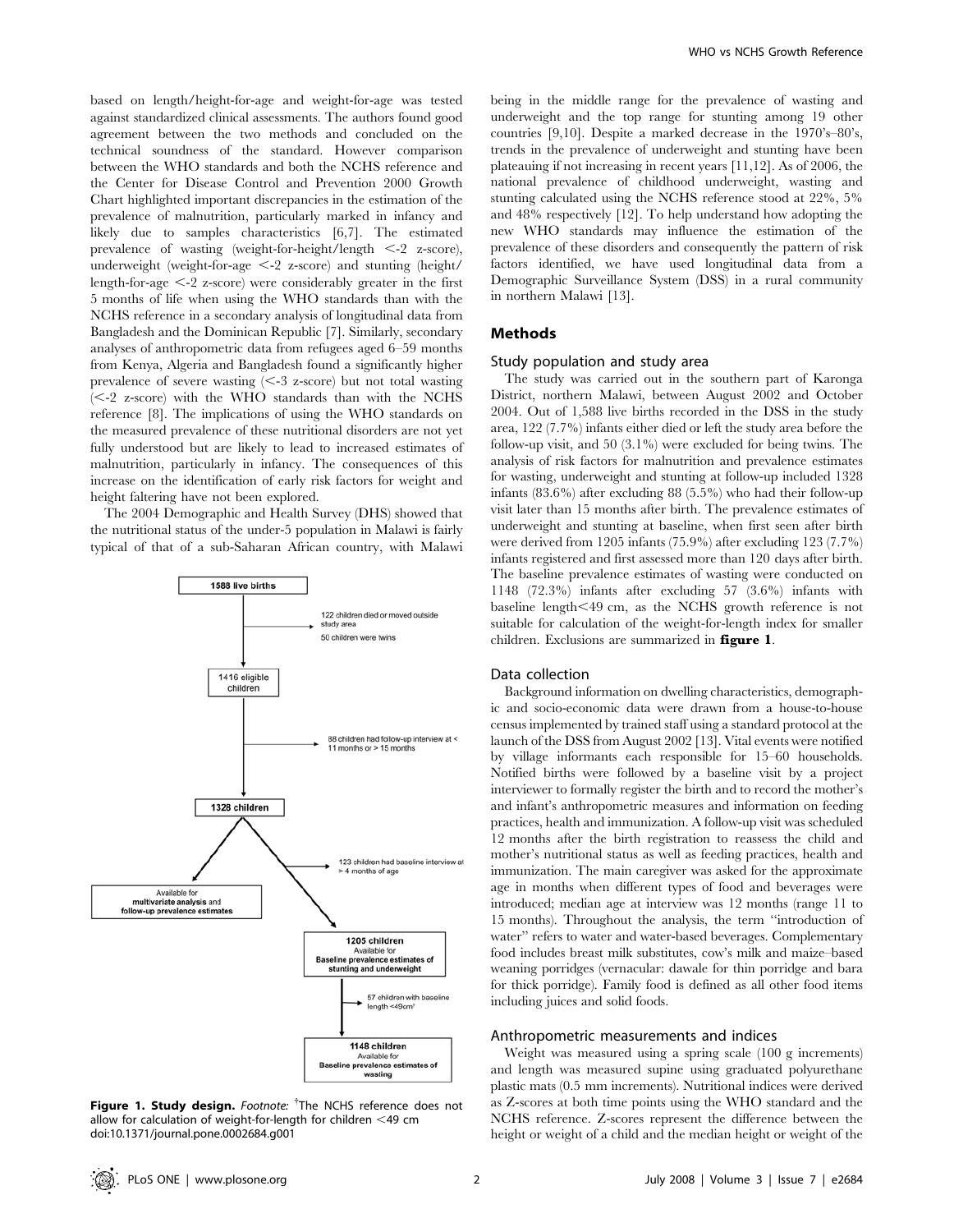based on length/height-for-age and weight-for-age was tested against standardized clinical assessments. The authors found good agreement between the two methods and concluded on the technical soundness of the standard. However comparison between the WHO standards and both the NCHS reference and the Center for Disease Control and Prevention 2000 Growth Chart highlighted important discrepancies in the estimation of the prevalence of malnutrition, particularly marked in infancy and likely due to samples characteristics [6,7]. The estimated prevalence of wasting (weight-for-height/length <-2 z-score), underweight (weight-for-age <-2 z-score) and stunting (height/length-for-age <-2 z-score) were considerably greater in the first 5 months of life when using the WHO standards than with the NCHS reference in a secondary analysis of longitudinal data from Bangladesh and the Dominican Republic [7]. Similarly, secondary analyses of anthropometric data from refugees aged 6–59 months from Kenya, Algeria and Bangladesh found a significantly higher prevalence of severe wasting (<-3 z-score) but not total wasting (<-2 z-score) with the WHO standards than with the NCHS reference [8]. The implications of using the WHO standards on the measured prevalence of these nutritional disorders are not yet fully understood but are likely to lead to increased estimates of malnutrition, particularly in infancy. The consequences of this increase on the identification of early risk factors for weight and height faltering have not been explored.

The 2004 Demographic and Health Survey (DHS) showed that the nutritional status of the under-5 population in Malawi is fairly typical of that of a sub-Saharan African country, with Malawi being in the middle range for the prevalence of wasting and underweight and the top range for stunting among 19 other countries [9,10]. Despite a marked decrease in the 1970's–80's, trends in the prevalence of underweight and stunting have been plateauing if not increasing in recent years [11,12]. As of 2006, the national prevalence of childhood underweight, wasting and stunting calculated using the NCHS reference stood at 22%, 5% and 48% respectively [12]. To help understand how adopting the new WHO standards may influence the estimation of the prevalence of these disorders and consequently the pattern of risk factors identified, we have used longitudinal data from a Demographic Surveillance System (DSS) in a rural community in northern Malawi [13].

```
1588 live births
   → 122 children died or moved outside study area
     50 children were twins
1416 eligible children
   → 88 children had follow-up interview at < 11 months or > 15 months
1328 children
   ├─ Available for multivariate analysis and follow-up prevalence estimates
   └─ → 123 children had baseline interview at > 4 months of age
      1205 children
      Available for Baseline prevalence estimates of stunting and underweight
         → 57 children with baseline length <49cm†
      1148 children
      Available for Baseline prevalence estimates of wasting
```

**Figure 1. Study design.** *Footnote:* †The NCHS reference does not allow for calculation of weight-for-length for children <49 cm
doi:10.1371/journal.pone.0002684.g001

## Methods

### Study population and study area

The study was carried out in the southern part of Karonga District, northern Malawi, between August 2002 and October 2004. Out of 1,588 live births recorded in the DSS in the study area, 122 (7.7%) infants either died or left the study area before the follow-up visit, and 50 (3.1%) were excluded for being twins. The analysis of risk factors for malnutrition and prevalence estimates for wasting, underweight and stunting at follow-up included 1328 infants (83.6%) after excluding 88 (5.5%) who had their follow-up visit later than 15 months after birth. The prevalence estimates of underweight and stunting at baseline, when first seen after birth were derived from 1205 infants (75.9%) after excluding 123 (7.7%) infants registered and first assessed more than 120 days after birth. The baseline prevalence estimates of wasting were conducted on 1148 (72.3%) infants after excluding 57 (3.6%) infants with baseline length<49 cm, as the NCHS growth reference is not suitable for calculation of the weight-for-length index for smaller children. Exclusions are summarized in **figure 1**.

### Data collection

Background information on dwelling characteristics, demographic and socio-economic data were drawn from a house-to-house census implemented by trained staff using a standard protocol at the launch of the DSS from August 2002 [13]. Vital events were notified by village informants each responsible for 15–60 households. Notified births were followed by a baseline visit by a project interviewer to formally register the birth and to record the mother's and infant's anthropometric measures and information on feeding practices, health and immunization. A follow-up visit was scheduled 12 months after the birth registration to reassess the child and mother's nutritional status as well as feeding practices, health and immunization. The main caregiver was asked for the approximate age in months when different types of food and beverages were introduced; median age at interview was 12 months (range 11 to 15 months). Throughout the analysis, the term "introduction of water" refers to water and water-based beverages. Complementary food includes breast milk substitutes, cow's milk and maize–based weaning porridges (vernacular: dawale for thin porridge and bara for thick porridge). Family food is defined as all other food items including juices and solid foods.

### Anthropometric measurements and indices

Weight was measured using a spring scale (100 g increments) and length was measured supine using graduated polyurethane plastic mats (0.5 mm increments). Nutritional indices were derived as Z-scores at both time points using the WHO standard and the NCHS reference. Z-scores represent the difference between the height or weight of a child and the median height or weight of the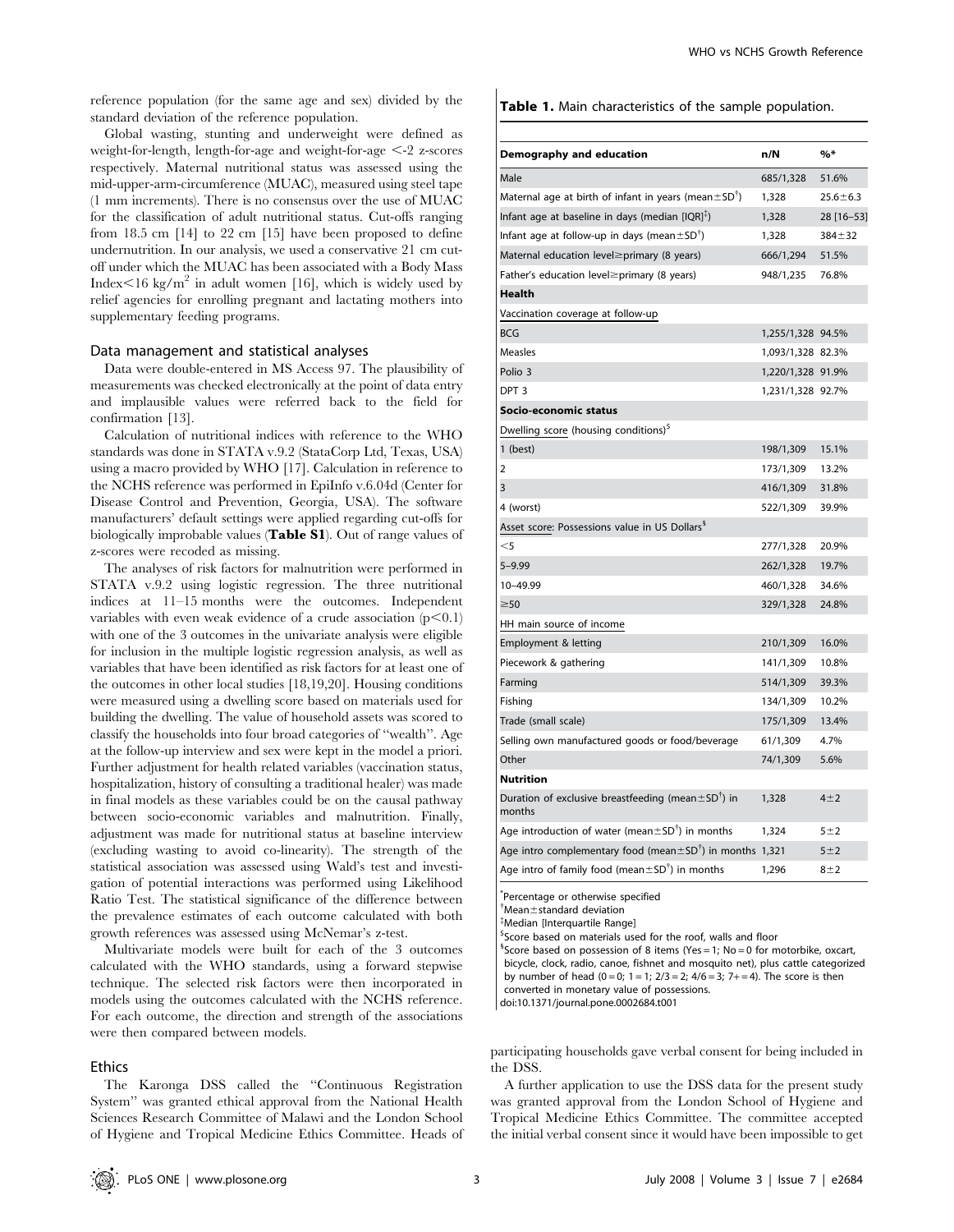reference population (for the same age and sex) divided by the standard deviation of the reference population.

Global wasting, stunting and underweight were defined as weight-for-length, length-for-age and weight-for-age <-2 z-scores respectively. Maternal nutritional status was assessed using the mid-upper-arm-circumference (MUAC), measured using steel tape (1 mm increments). There is no consensus over the use of MUAC for the classification of adult nutritional status. Cut-offs ranging from 18.5 cm [14] to 22 cm [15] have been proposed to define undernutrition. In our analysis, we used a conservative 21 cm cut-off under which the MUAC has been associated with a Body Mass Index<16 kg/m$^2$ in adult women [16], which is widely used by relief agencies for enrolling pregnant and lactating mothers into supplementary feeding programs.

### Data management and statistical analyses

Data were double-entered in MS Access 97. The plausibility of measurements was checked electronically at the point of data entry and implausible values were referred back to the field for confirmation [13].

Calculation of nutritional indices with reference to the WHO standards was done in STATA v.9.2 (StataCorp Ltd, Texas, USA) using a macro provided by WHO [17]. Calculation in reference to the NCHS reference was performed in EpiInfo v.6.04d (Center for Disease Control and Prevention, Georgia, USA). The software manufacturers' default settings were applied regarding cut-offs for biologically improbable values (**Table S1**). Out of range values of z-scores were recoded as missing.

The analyses of risk factors for malnutrition were performed in STATA v.9.2 using logistic regression. The three nutritional indices at 11–15 months were the outcomes. Independent variables with even weak evidence of a crude association ($p<0.1$) with one of the 3 outcomes in the univariate analysis were eligible for inclusion in the multiple logistic regression analysis, as well as variables that have been identified as risk factors for at least one of the outcomes in other local studies [18,19,20]. Housing conditions were measured using a dwelling score based on materials used for building the dwelling. The value of household assets was scored to classify the households into four broad categories of "wealth". Age at the follow-up interview and sex were kept in the model a priori. Further adjustment for health related variables (vaccination status, hospitalization, history of consulting a traditional healer) was made in final models as these variables could be on the causal pathway between socio-economic variables and malnutrition. Finally, adjustment was made for nutritional status at baseline interview (excluding wasting to avoid co-linearity). The strength of the statistical association was assessed using Wald's test and investigation of potential interactions was performed using Likelihood Ratio Test. The statistical significance of the difference between the prevalence estimates of each outcome calculated with both growth references was assessed using McNemar's z-test.

Multivariate models were built for each of the 3 outcomes calculated with the WHO standards, using a forward stepwise technique. The selected risk factors were then incorporated in models using the outcomes calculated with the NCHS reference. For each outcome, the direction and strength of the associations were then compared between models.

### Ethics

The Karonga DSS called the "Continuous Registration System" was granted ethical approval from the National Health Sciences Research Committee of Malawi and the London School of Hygiene and Tropical Medicine Ethics Committee. Heads of participating households gave verbal consent for being included in the DSS.

A further application to use the DSS data for the present study was granted approval from the London School of Hygiene and Tropical Medicine Ethics Committee. The committee accepted the initial verbal consent since it would have been impossible to get

**Table 1.** Main characteristics of the sample population.

| Demography and education | n/N | %* |
|---|---|---|
| Male | 685/1,328 | 51.6% |
| Maternal age at birth of infant in years (mean±SD[†]) | 1,328 | 25.6±6.3 |
| Infant age at baseline in days (median [IQR][‡]) | 1,328 | 28 [16–53] |
| Infant age at follow-up in days (mean±SD[†]) | 1,328 | 384±32 |
| Maternal education level≥primary (8 years) | 666/1,294 | 51.5% |
| Father's education level≥primary (8 years) | 948/1,235 | 76.8% |
| **Health** | | |
| Vaccination coverage at follow-up | | |
| BCG | 1,255/1,328 | 94.5% |
| Measles | 1,093/1,328 | 82.3% |
| Polio 3 | 1,220/1,328 | 91.9% |
| DPT 3 | 1,231/1,328 | 92.7% |
| **Socio-economic status** | | |
| Dwelling score (housing conditions)[$] | | |
| 1 (best) | 198/1,309 | 15.1% |
| 2 | 173/1,309 | 13.2% |
| 3 | 416/1,309 | 31.8% |
| 4 (worst) | 522/1,309 | 39.9% |
| Asset score: Possessions value in US Dollars[§] | | |
| <5 | 277/1,328 | 20.9% |
| 5–9.99 | 262/1,328 | 19.7% |
| 10–49.99 | 460/1,328 | 34.6% |
| ≥50 | 329/1,328 | 24.8% |
| HH main source of income | | |
| Employment & letting | 210/1,309 | 16.0% |
| Piecework & gathering | 141/1,309 | 10.8% |
| Farming | 514/1,309 | 39.3% |
| Fishing | 134/1,309 | 10.2% |
| Trade (small scale) | 175/1,309 | 13.4% |
| Selling own manufactured goods or food/beverage | 61/1,309 | 4.7% |
| Other | 74/1,309 | 5.6% |
| **Nutrition** | | |
| Duration of exclusive breastfeeding (mean±SD[†]) in months | 1,328 | 4±2 |
| Age introduction of water (mean±SD[†]) in months | 1,324 | 5±2 |
| Age intro complementary food (mean±SD[†]) in months | 1,321 | 5±2 |
| Age intro of family food (mean±SD[†]) in months | 1,296 | 8±2 |

[*]Percentage or otherwise specified
[†]Mean±standard deviation
[‡]Median [Interquartile Range]
[$]Score based on materials used for the roof, walls and floor
[§]Score based on possession of 8 items (Yes = 1; No = 0 for motorbike, oxcart, bicycle, clock, radio, canoe, fishnet and mosquito net), plus cattle categorized by number of head (0 = 0; 1 = 1; 2/3 = 2; 4/6 = 3; 7+ = 4). The score is then converted in monetary value of possessions.
doi:10.1371/journal.pone.0002684.t001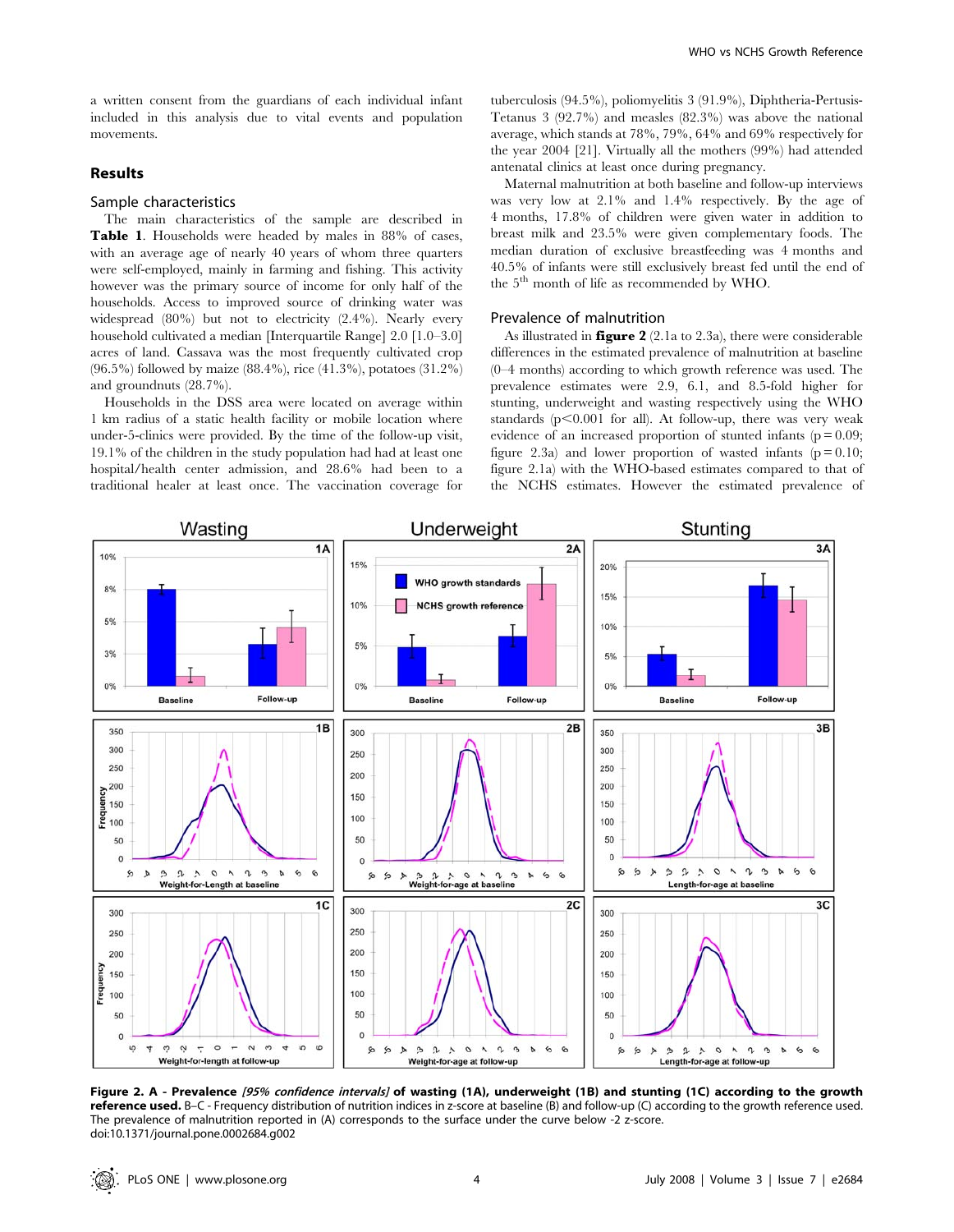a written consent from the guardians of each individual infant included in this analysis due to vital events and population movements.

## Results

### Sample characteristics

The main characteristics of the sample are described in **Table 1**. Households were headed by males in 88% of cases, with an average age of nearly 40 years of whom three quarters were self-employed, mainly in farming and fishing. This activity however was the primary source of income for only half of the households. Access to improved source of drinking water was widespread (80%) but not to electricity (2.4%). Nearly every household cultivated a median [Interquartile Range] 2.0 [1.0–3.0] acres of land. Cassava was the most frequently cultivated crop (96.5%) followed by maize (88.4%), rice (41.3%), potatoes (31.2%) and groundnuts (28.7%).

Households in the DSS area were located on average within 1 km radius of a static health facility or mobile location where under-5-clinics were provided. By the time of the follow-up visit, 19.1% of the children in the study population had had at least one hospital/health center admission, and 28.6% had been to a traditional healer at least once. The vaccination coverage for tuberculosis (94.5%), poliomyelitis 3 (91.9%), Diphtheria-Pertusis-Tetanus 3 (92.7%) and measles (82.3%) was above the national average, which stands at 78%, 79%, 64% and 69% respectively for the year 2004 [21]. Virtually all the mothers (99%) had attended antenatal clinics at least once during pregnancy.

Maternal malnutrition at both baseline and follow-up interviews was very low at 2.1% and 1.4% respectively. By the age of 4 months, 17.8% of children were given water in addition to breast milk and 23.5% were given complementary foods. The median duration of exclusive breastfeeding was 4 months and 40.5% of infants were still exclusively breast fed until the end of the 5th month of life as recommended by WHO.

### Prevalence of malnutrition

As illustrated in **figure 2** (2.1a to 2.3a), there were considerable differences in the estimated prevalence of malnutrition at baseline (0–4 months) according to which growth reference was used. The prevalence estimates were 2.9, 6.1, and 8.5-fold higher for stunting, underweight and wasting respectively using the WHO standards ($p<0.001$ for all). At follow-up, there was very weak evidence of an increased proportion of stunted infants ($p=0.09$; figure 2.3a) and lower proportion of wasted infants ($p=0.10$; figure 2.1a) with the WHO-based estimates compared to that of the NCHS estimates. However the estimated prevalence of

**Figure 2. A - Prevalence** *[95% confidence intervals]* **of wasting (1A), underweight (1B) and stunting (1C) according to the growth reference used.** B–C - Frequency distribution of nutrition indices in z-score at baseline (B) and follow-up (C) according to the growth reference used. The prevalence of malnutrition reported in (A) corresponds to the surface under the curve below -2 z-score.
doi:10.1371/journal.pone.0002684.g002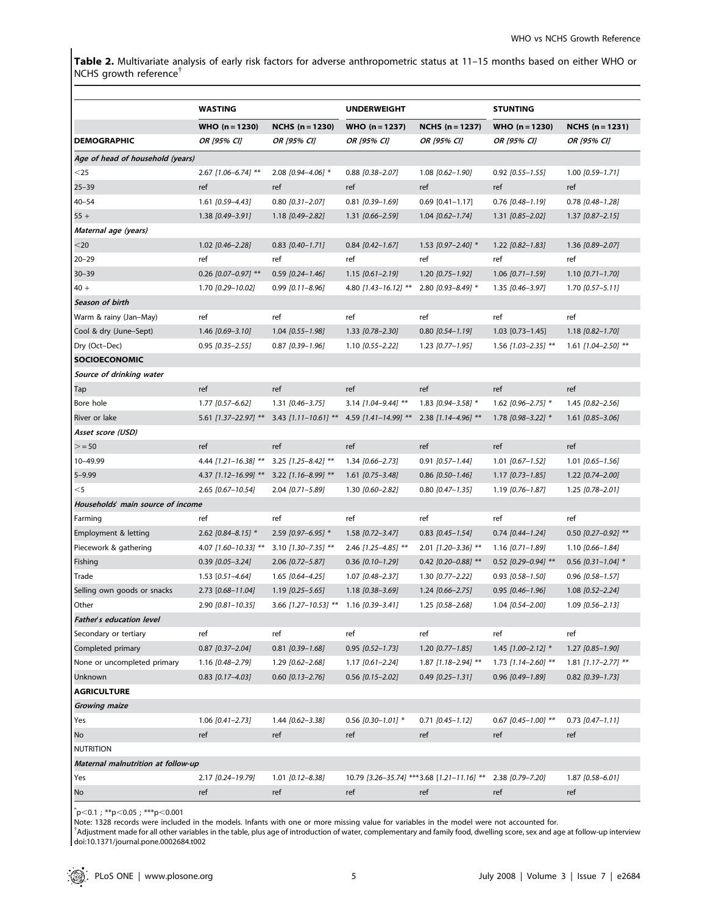**Table 2.** Multivariate analysis of early risk factors for adverse anthropometric status at 11–15 months based on either WHO or NCHS growth reference†

| | WASTING | | UNDERWEIGHT | | STUNTING | |
|---|---|---|---|---|---|---|
| | WHO (n = 1230) | NCHS (n = 1230) | WHO (n = 1237) | NCHS (n = 1237) | WHO (n = 1230) | NCHS (n = 1231) |
| **DEMOGRAPHIC** | *OR [95% CI]* | *OR [95% CI]* | *OR [95% CI]* | *OR [95% CI]* | *OR [95% CI]* | *OR [95% CI]* |
| ***Age of head of household (years)*** | | | | | | |
| <25 | 2.67 *[1.06–6.74]* ** | 2.08 *[0.94–4.06]* * | 0.88 *[0.38–2.07]* | 1.08 *[0.62–1.90]* | 0.92 *[0.55–1.55]* | 1.00 *[0.59–1.71]* |
| 25–39 | ref | ref | ref | ref | ref | ref |
| 40–54 | 1.61 *[0.59–4.43]* | 0.80 *[0.31–2.07]* | 0.81 *[0.39–1.69]* | 0.69 [0.41–1.17] | 0.76 *[0.48–1.19]* | 0.78 *[0.48–1.28]* |
| 55 + | 1.38 *[0.49–3.91]* | 1.18 *[0.49–2.82]* | 1.31 *[0.66–2.59]* | 1.04 *[0.62–1.74]* | 1.31 *[0.85–2.02]* | 1.37 *[0.87–2.15]* |
| ***Maternal age (years)*** | | | | | | |
| <20 | 1.02 *[0.46–2.28]* | 0.83 *[0.40–1.71]* | 0.84 *[0.42–1.67]* | 1.53 *[0.97–2.40]* * | 1.22 *[0.82–1.83]* | 1.36 *[0.89–2.07]* |
| 20–29 | ref | ref | ref | ref | ref | ref |
| 30–39 | 0.26 *[0.07–0.97]* ** | 0.59 *[0.24–1.46]* | 1.15 *[0.61–2.19]* | 1.20 *[0.75–1.92]* | 1.06 *[0.71–1.59]* | 1.10 *[0.71–1.70]* |
| 40 + | 1.70 *[0.29–10.02]* | 0.99 *[0.11–8.96]* | 4.80 *[1.43–16.12]* ** | 2.80 *[0.93–8.49]* * | 1.35 *[0.46–3.97]* | 1.70 *[0.57–5.11]* |
| ***Season of birth*** | | | | | | |
| Warm & rainy (Jan–May) | ref | ref | ref | ref | ref | ref |
| Cool & dry (June–Sept) | 1.46 *[0.69–3.10]* | 1.04 *[0.55–1.98]* | 1.33 *[0.78–2.30]* | 0.80 *[0.54–1.19]* | 1.03 [0.73–1.45] | 1.18 *[0.82–1.70]* |
| Dry (Oct–Dec) | 0.95 *[0.35–2.55]* | 0.87 *[0.39–1.96]* | 1.10 *[0.55–2.22]* | 1.23 *[0.77–1.95]* | 1.56 *[1.03–2.35]* ** | 1.61 *[1.04–2.50]* ** |
| **SOCIOECONOMIC** | | | | | | |
| ***Source of drinking water*** | | | | | | |
| Tap | ref | ref | ref | ref | ref | ref |
| Bore hole | 1.77 *[0.57–6.62]* | 1.31 *[0.46–3.75]* | 3.14 *[1.04–9.44]* ** | 1.83 *[0.94–3.58]* * | 1.62 *[0.96–2.75]* * | 1.45 *[0.82–2.56]* |
| River or lake | 5.61 *[1.37–22.97]* ** | 3.43 *[1.11–10.61]* ** | 4.59 *[1.41–14.99]* ** | 2.38 *[1.14–4.96]* ** | 1.78 *[0.98–3.22]* * | 1.61 *[0.85–3.06]* |
| ***Asset score (USD)*** | | | | | | |
| >= 50 | ref | ref | ref | ref | ref | ref |
| 10–49.99 | 4.44 *[1.21–16.38]* ** | 3.25 *[1.25–8.42]* ** | 1.34 *[0.66–2.73]* | 0.91 *[0.57–1.44]* | 1.01 *[0.67–1.52]* | 1.01 *[0.65–1.56]* |
| 5–9.99 | 4.37 *[1.12–16.99]* ** | 3.22 *[1.16–8.99]* ** | 1.61 *[0.75–3.48]* | 0.86 *[0.50–1.46]* | 1.17 *[0.73–1.85]* | 1.22 *[0.74–2.00]* |
| <5 | 2.65 *[0.67–10.54]* | 2.04 *[0.71–5.89]* | 1.30 *[0.60–2.82]* | 0.80 *[0.47–1.35]* | 1.19 *[0.76–1.87]* | 1.25 *[0.78–2.01]* |
| ***Households' main source of income*** | | | | | | |
| Farming | ref | ref | ref | ref | ref | ref |
| Employment & letting | 2.62 *[0.84–8.15]* * | 2.59 *[0.97–6.95]* * | 1.58 *[0.72–3.47]* | 0.83 *[0.45–1.54]* | 0.74 *[0.44–1.24]* | 0.50 *[0.27–0.92]* ** |
| Piecework & gathering | 4.07 *[1.60–10.33]* ** | 3.10 *[1.30–7.35]* ** | 2.46 *[1.25–4.85]* ** | 2.01 *[1.20–3.36]* ** | 1.16 *[0.71–1.89]* | 1.10 *[0.66–1.84]* |
| Fishing | 0.39 *[0.05–3.24]* | 2.06 *[0.72–5.87]* | 0.36 *[0.10–1.29]* | 0.42 *[0.20–0.88]* ** | 0.52 *[0.29–0.94]* ** | 0.56 *[0.31–1.04]* * |
| Trade | 1.53 *[0.51–4.64]* | 1.65 *[0.64–4.25]* | 1.07 *[0.48–2.37]* | 1.30 *[0.77–2.22]* | 0.93 *[0.58–1.50]* | 0.96 *[0.58–1.57]* |
| Selling own goods or snacks | 2.73 *[0.68–11.04]* | 1.19 *[0.25–5.65]* | 1.18 *[0.38–3.69]* | 1.24 *[0.66–2.75]* | 0.95 *[0.46–1.96]* | 1.08 *[0.52–2.24]* |
| Other | 2.90 *[0.81–10.35]* | 3.66 *[1.27–10.53]* ** | 1.16 *[0.39–3.41]* | 1.25 *[0.58–2.68]* | 1.04 *[0.54–2.00]* | 1.09 *[0.56–2.13]* |
| ***Father's education level*** | | | | | | |
| Secondary or tertiary | ref | ref | ref | ref | ref | ref |
| Completed primary | 0.87 *[0.37–2.04]* | 0.81 *[0.39–1.68]* | 0.95 *[0.52–1.73]* | 1.20 *[0.77–1.85]* | 1.45 *[1.00–2.12]* * | 1.27 *[0.85–1.90]* |
| None or uncompleted primary | 1.16 *[0.48–2.79]* | 1.29 *[0.62–2.68]* | 1.17 *[0.61–2.24]* | 1.87 *[1.18–2.94]* ** | 1.73 *[1.14–2.60]* ** | 1.81 *[1.17–2.77]* ** |
| Unknown | 0.83 *[0.17–4.03]* | 0.60 *[0.13–2.76]* | 0.56 *[0.15–2.02]* | 0.49 *[0.25–1.31]* | 0.96 *[0.49–1.89]* | 0.82 *[0.39–1.73]* |
| **AGRICULTURE** | | | | | | |
| ***Growing maize*** | | | | | | |
| Yes | 1.06 *[0.41–2.73]* | 1.44 *[0.62–3.38]* | 0.56 *[0.30–1.01]* * | 0.71 *[0.45–1.12]* | 0.67 *[0.45–1.00]* ** | 0.73 *[0.47–1.11]* |
| No | ref | ref | ref | ref | ref | ref |
| NUTRITION | | | | | | |
| ***Maternal malnutrition at follow-up*** | | | | | | |
| Yes | 2.17 *[0.24–19.79]* | 1.01 *[0.12–8.38]* | 10.79 *[3.26–35.74]* *** | 3.68 *[1.21–11.16]* ** | 2.38 *[0.79–7.20]* | 1.87 *[0.58–6.01]* |
| No | ref | ref | ref | ref | ref | ref |

*p<0.1 ; **p<0.05 ; ***p<0.001

Note: 1328 records were included in the models. Infants with one or more missing value for variables in the model were not accounted for.

†Adjustment made for all other variables in the table, plus age of introduction of water, complementary and family food, dwelling score, sex and age at follow-up interview

doi:10.1371/journal.pone.0002684.t002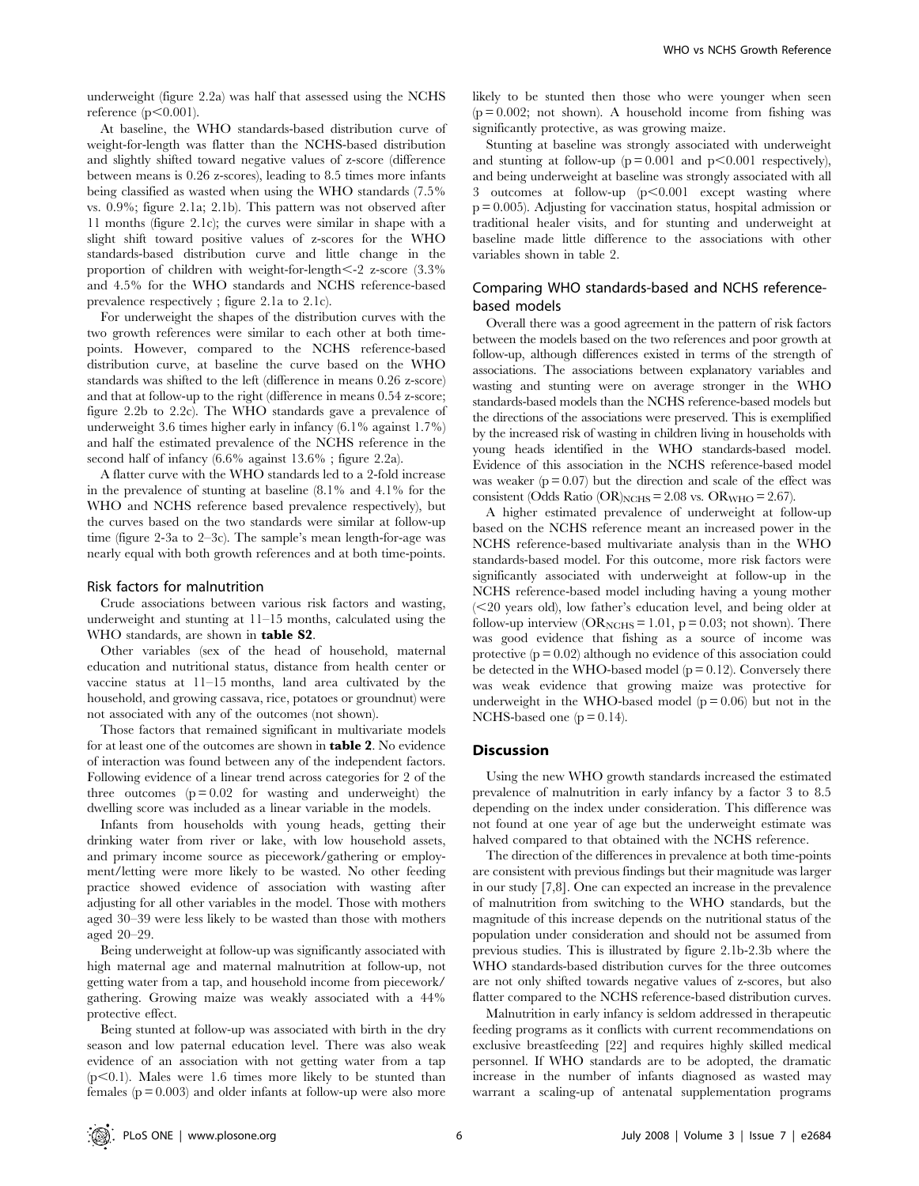underweight (figure 2.2a) was half that assessed using the NCHS reference ($p<0.001$).

At baseline, the WHO standards-based distribution curve of weight-for-length was flatter than the NCHS-based distribution and slightly shifted toward negative values of z-score (difference between means is 0.26 z-scores), leading to 8.5 times more infants being classified as wasted when using the WHO standards (7.5% vs. 0.9%; figure 2.1a; 2.1b). This pattern was not observed after 11 months (figure 2.1c); the curves were similar in shape with a slight shift toward positive values of z-scores for the WHO standards-based distribution curve and little change in the proportion of children with weight-for-length<-2 z-score (3.3% and 4.5% for the WHO standards and NCHS reference-based prevalence respectively ; figure 2.1a to 2.1c).

For underweight the shapes of the distribution curves with the two growth references were similar to each other at both time-points. However, compared to the NCHS reference-based distribution curve, at baseline the curve based on the WHO standards was shifted to the left (difference in means 0.26 z-score) and that at follow-up to the right (difference in means 0.54 z-score; figure 2.2b to 2.2c). The WHO standards gave a prevalence of underweight 3.6 times higher early in infancy (6.1% against 1.7%) and half the estimated prevalence of the NCHS reference in the second half of infancy (6.6% against 13.6% ; figure 2.2a).

A flatter curve with the WHO standards led to a 2-fold increase in the prevalence of stunting at baseline (8.1% and 4.1% for the WHO and NCHS reference based prevalence respectively), but the curves based on the two standards were similar at follow-up time (figure 2-3a to 2–3c). The sample's mean length-for-age was nearly equal with both growth references and at both time-points.

### Risk factors for malnutrition

Crude associations between various risk factors and wasting, underweight and stunting at 11–15 months, calculated using the WHO standards, are shown in **table S2**.

Other variables (sex of the head of household, maternal education and nutritional status, distance from health center or vaccine status at 11–15 months, land area cultivated by the household, and growing cassava, rice, potatoes or groundnut) were not associated with any of the outcomes (not shown).

Those factors that remained significant in multivariate models for at least one of the outcomes are shown in **table 2**. No evidence of interaction was found between any of the independent factors. Following evidence of a linear trend across categories for 2 of the three outcomes ($p=0.02$ for wasting and underweight) the dwelling score was included as a linear variable in the models.

Infants from households with young heads, getting their drinking water from river or lake, with low household assets, and primary income source as piecework/gathering or employment/letting were more likely to be wasted. No other feeding practice showed evidence of association with wasting after adjusting for all other variables in the model. Those with mothers aged 30–39 were less likely to be wasted than those with mothers aged 20–29.

Being underweight at follow-up was significantly associated with high maternal age and maternal malnutrition at follow-up, not getting water from a tap, and household income from piecework/gathering. Growing maize was weakly associated with a 44% protective effect.

Being stunted at follow-up was associated with birth in the dry season and low paternal education level. There was also weak evidence of an association with not getting water from a tap ($p<0.1$). Males were 1.6 times more likely to be stunted than females ($p=0.003$) and older infants at follow-up were also more likely to be stunted then those who were younger when seen ($p=0.002$; not shown). A household income from fishing was significantly protective, as was growing maize.

Stunting at baseline was strongly associated with underweight and stunting at follow-up ($p=0.001$ and $p<0.001$ respectively), and being underweight at baseline was strongly associated with all 3 outcomes at follow-up ($p<0.001$ except wasting where $p=0.005$). Adjusting for vaccination status, hospital admission or traditional healer visits, and for stunting and underweight at baseline made little difference to the associations with other variables shown in table 2.

### Comparing WHO standards-based and NCHS reference-based models

Overall there was a good agreement in the pattern of risk factors between the models based on the two references and poor growth at follow-up, although differences existed in terms of the strength of associations. The associations between explanatory variables and wasting and stunting were on average stronger in the WHO standards-based models than the NCHS reference-based models but the directions of the associations were preserved. This is exemplified by the increased risk of wasting in children living in households with young heads identified in the WHO standards-based model. Evidence of this association in the NCHS reference-based model was weaker ($p=0.07$) but the direction and scale of the effect was consistent (Odds Ratio $(OR)_{NCHS}=2.08$ vs. $OR_{WHO}=2.67$).

A higher estimated prevalence of underweight at follow-up based on the NCHS reference meant an increased power in the NCHS reference-based multivariate analysis than in the WHO standards-based model. For this outcome, more risk factors were significantly associated with underweight at follow-up in the NCHS reference-based model including having a young mother (<20 years old), low father's education level, and being older at follow-up interview ($OR_{NCHS}=1.01$, $p=0.03$; not shown). There was good evidence that fishing as a source of income was protective ($p=0.02$) although no evidence of this association could be detected in the WHO-based model ($p=0.12$). Conversely there was weak evidence that growing maize was protective for underweight in the WHO-based model ($p=0.06$) but not in the NCHS-based one ($p=0.14$).

## Discussion

Using the new WHO growth standards increased the estimated prevalence of malnutrition in early infancy by a factor 3 to 8.5 depending on the index under consideration. This difference was not found at one year of age but the underweight estimate was halved compared to that obtained with the NCHS reference.

The direction of the differences in prevalence at both time-points are consistent with previous findings but their magnitude was larger in our study [7,8]. One can expected an increase in the prevalence of malnutrition from switching to the WHO standards, but the magnitude of this increase depends on the nutritional status of the population under consideration and should not be assumed from previous studies. This is illustrated by figure 2.1b-2.3b where the WHO standards-based distribution curves for the three outcomes are not only shifted towards negative values of z-scores, but also flatter compared to the NCHS reference-based distribution curves.

Malnutrition in early infancy is seldom addressed in therapeutic feeding programs as it conflicts with current recommendations on exclusive breastfeeding [22] and requires highly skilled medical personnel. If WHO standards are to be adopted, the dramatic increase in the number of infants diagnosed as wasted may warrant a scaling-up of antenatal supplementation programs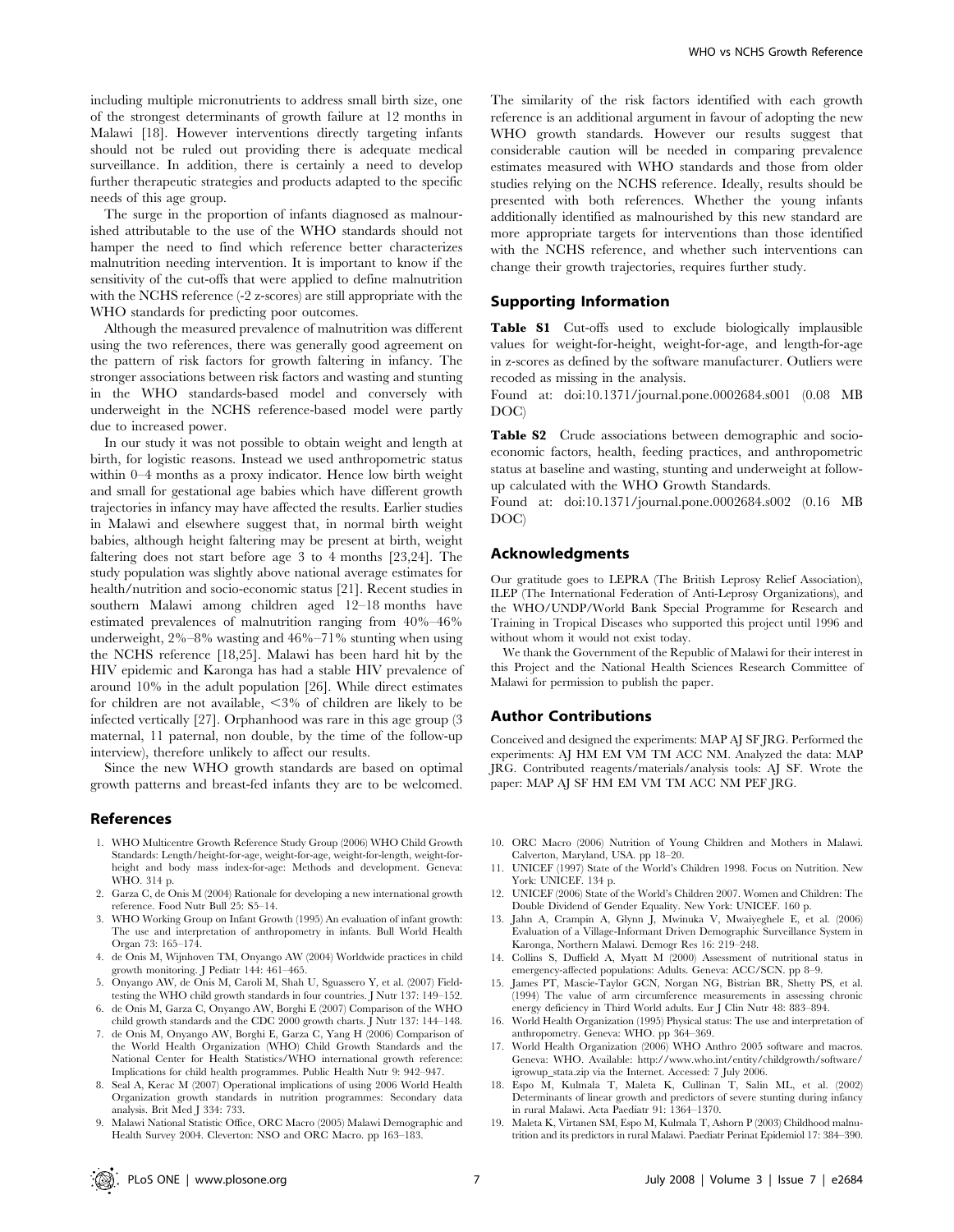including multiple micronutrients to address small birth size, one of the strongest determinants of growth failure at 12 months in Malawi [18]. However interventions directly targeting infants should not be ruled out providing there is adequate medical surveillance. In addition, there is certainly a need to develop further therapeutic strategies and products adapted to the specific needs of this age group.

The surge in the proportion of infants diagnosed as malnourished attributable to the use of the WHO standards should not hamper the need to find which reference better characterizes malnutrition needing intervention. It is important to know if the sensitivity of the cut-offs that were applied to define malnutrition with the NCHS reference (-2 z-scores) are still appropriate with the WHO standards for predicting poor outcomes.

Although the measured prevalence of malnutrition was different using the two references, there was generally good agreement on the pattern of risk factors for growth faltering in infancy. The stronger associations between risk factors and wasting and stunting in the WHO standards-based model and conversely with underweight in the NCHS reference-based model were partly due to increased power.

In our study it was not possible to obtain weight and length at birth, for logistic reasons. Instead we used anthropometric status within 0–4 months as a proxy indicator. Hence low birth weight and small for gestational age babies which have different growth trajectories in infancy may have affected the results. Earlier studies in Malawi and elsewhere suggest that, in normal birth weight babies, although height faltering may be present at birth, weight faltering does not start before age 3 to 4 months [23,24]. The study population was slightly above national average estimates for health/nutrition and socio-economic status [21]. Recent studies in southern Malawi among children aged 12–18 months have estimated prevalences of malnutrition ranging from 40%–46% underweight, 2%–8% wasting and 46%–71% stunting when using the NCHS reference [18,25]. Malawi has been hard hit by the HIV epidemic and Karonga has had a stable HIV prevalence of around 10% in the adult population [26]. While direct estimates for children are not available, <3% of children are likely to be infected vertically [27]. Orphanhood was rare in this age group (3 maternal, 11 paternal, non double, by the time of the follow-up interview), therefore unlikely to affect our results.

Since the new WHO growth standards are based on optimal growth patterns and breast-fed infants they are to be welcomed. The similarity of the risk factors identified with each growth reference is an additional argument in favour of adopting the new WHO growth standards. However our results suggest that considerable caution will be needed in comparing prevalence estimates measured with WHO standards and those from older studies relying on the NCHS reference. Ideally, results should be presented with both references. Whether the young infants additionally identified as malnourished by this new standard are more appropriate targets for interventions than those identified with the NCHS reference, and whether such interventions can change their growth trajectories, requires further study.

## Supporting Information

**Table S1** Cut-offs used to exclude biologically implausible values for weight-for-height, weight-for-age, and length-for-age in z-scores as defined by the software manufacturer. Outliers were recoded as missing in the analysis.

Found at: doi:10.1371/journal.pone.0002684.s001 (0.08 MB DOC)

**Table S2** Crude associations between demographic and socio-economic factors, health, feeding practices, and anthropometric status at baseline and wasting, stunting and underweight at follow-up calculated with the WHO Growth Standards.

Found at: doi:10.1371/journal.pone.0002684.s002 (0.16 MB DOC)

## Acknowledgments

Our gratitude goes to LEPRA (The British Leprosy Relief Association), ILEP (The International Federation of Anti-Leprosy Organizations), and the WHO/UNDP/World Bank Special Programme for Research and Training in Tropical Diseases who supported this project until 1996 and without whom it would not exist today.

We thank the Government of the Republic of Malawi for their interest in this Project and the National Health Sciences Research Committee of Malawi for permission to publish the paper.

## Author Contributions

Conceived and designed the experiments: MAP AJ SF JRG. Performed the experiments: AJ HM EM VM TM ACC NM. Analyzed the data: MAP JRG. Contributed reagents/materials/analysis tools: AJ SF. Wrote the paper: MAP AJ SF HM EM VM TM ACC NM PEF JRG.

## References

1. WHO Multicentre Growth Reference Study Group (2006) WHO Child Growth Standards: Length/height-for-age, weight-for-age, weight-for-length, weight-for-height and body mass index-for-age: Methods and development. Geneva: WHO. 314 p.
2. Garza C, de Onis M (2004) Rationale for developing a new international growth reference. Food Nutr Bull 25: S5–14.
3. WHO Working Group on Infant Growth (1995) An evaluation of infant growth: The use and interpretation of anthropometry in infants. Bull World Health Organ 73: 165–174.
4. de Onis M, Wijnhoven TM, Onyango AW (2004) Worldwide practices in child growth monitoring. J Pediatr 144: 461–465.
5. Onyango AW, de Onis M, Caroli M, Shah U, Sguassero Y, et al. (2007) Field-testing the WHO child growth standards in four countries. J Nutr 137: 149–152.
6. de Onis M, Garza C, Onyango AW, Borghi E (2007) Comparison of the WHO child growth standards and the CDC 2000 growth charts. J Nutr 137: 144–148.
7. de Onis M, Onyango AW, Borghi E, Garza C, Yang H (2006) Comparison of the World Health Organization (WHO) Child Growth Standards and the National Center for Health Statistics/WHO international growth reference: Implications for child health programmes. Public Health Nutr 9: 942–947.
8. Seal A, Kerac M (2007) Operational implications of using 2006 World Health Organization growth standards in nutrition programmes: Secondary data analysis. Brit Med J 334: 733.
9. Malawi National Statistic Office, ORC Macro (2005) Malawi Demographic and Health Survey 2004. Cleverton: NSO and ORC Macro. pp 163–183.
10. ORC Macro (2006) Nutrition of Young Children and Mothers in Malawi. Calverton, Maryland, USA. pp 18–20.
11. UNICEF (1997) State of the World's Children 1998. Focus on Nutrition. New York: UNICEF. 134 p.
12. UNICEF (2006) State of the World's Children 2007. Women and Children: The Double Dividend of Gender Equality. New York: UNICEF. 160 p.
13. Jahn A, Crampin A, Glynn J, Mwinuka V, Mwaiyeghele E, et al. (2006) Evaluation of a Village-Informant Driven Demographic Surveillance System in Karonga, Northern Malawi. Demogr Res 16: 219–248.
14. Collins S, Duffield A, Myatt M (2000) Assessment of nutritional status in emergency-affected populations: Adults. Geneva: ACC/SCN. pp 8–9.
15. James PT, Mascie-Taylor GCN, Norgan NG, Bistrian BR, Shetty PS, et al. (1994) The value of arm circumference measurements in assessing chronic energy deficiency in Third World adults. Eur J Clin Nutr 48: 883–894.
16. World Health Organization (1995) Physical status: The use and interpretation of anthropometry. Geneva: WHO. pp 364–369.
17. World Health Organization (2006) WHO Anthro 2005 software and macros. Geneva: WHO. Available: http://www.who.int/entity/childgrowth/software/igrowup_stata.zip via the Internet. Accessed: 7 July 2006.
18. Espo M, Kulmala T, Maleta K, Cullinan T, Salin ML, et al. (2002) Determinants of linear growth and predictors of severe stunting during infancy in rural Malawi. Acta Paediatr 91: 1364–1370.
19. Maleta K, Virtanen SM, Espo M, Kulmala T, Ashorn P (2003) Childhood malnutrition and its predictors in rural Malawi. Paediatr Perinat Epidemiol 17: 384–390.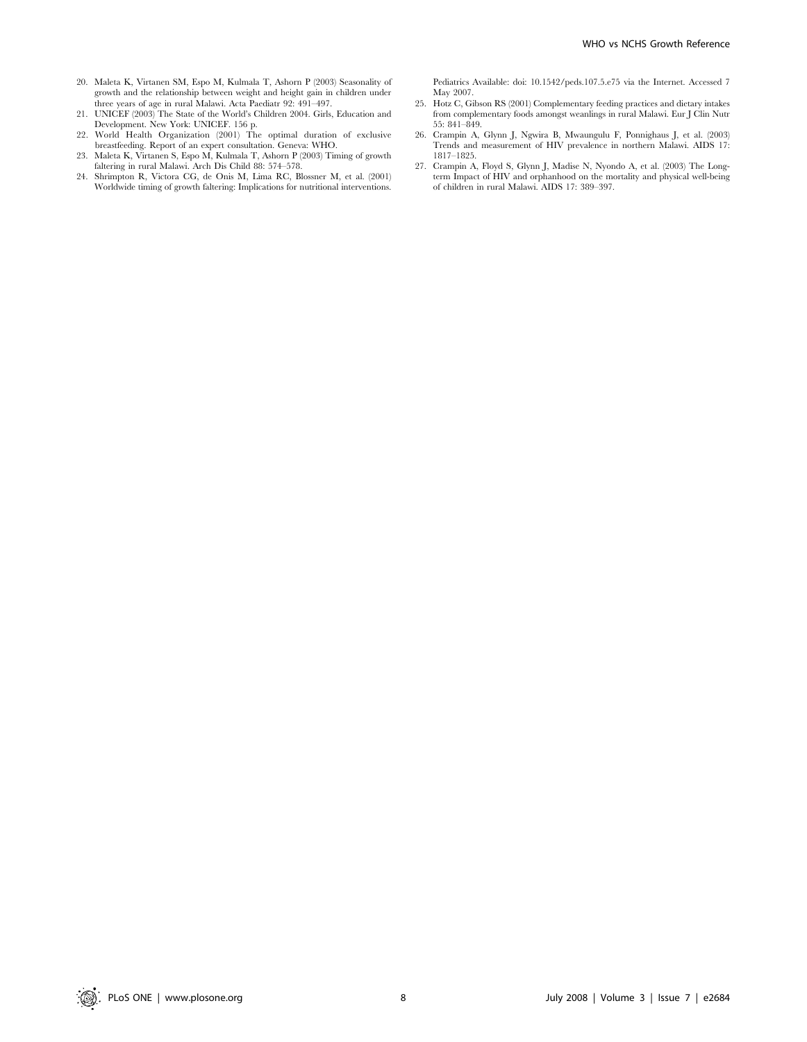20. Maleta K, Virtanen SM, Espo M, Kulmala T, Ashorn P (2003) Seasonality of growth and the relationship between weight and height gain in children under three years of age in rural Malawi. Acta Paediatr 92: 491–497.
21. UNICEF (2003) The State of the World's Children 2004. Girls, Education and Development. New York: UNICEF. 156 p.
22. World Health Organization (2001) The optimal duration of exclusive breastfeeding. Report of an expert consultation. Geneva: WHO.
23. Maleta K, Virtanen S, Espo M, Kulmala T, Ashorn P (2003) Timing of growth faltering in rural Malawi. Arch Dis Child 88: 574–578.
24. Shrimpton R, Victora CG, de Onis M, Lima RC, Blossner M, et al. (2001) Worldwide timing of growth faltering: Implications for nutritional interventions. Pediatrics Available: doi: 10.1542/peds.107.5.e75 via the Internet. Accessed 7 May 2007.
25. Hotz C, Gibson RS (2001) Complementary feeding practices and dietary intakes from complementary foods amongst weanlings in rural Malawi. Eur J Clin Nutr 55: 841–849.
26. Crampin A, Glynn J, Ngwira B, Mwaungulu F, Ponnighaus J, et al. (2003) Trends and measurement of HIV prevalence in northern Malawi. AIDS 17: 1817–1825.
27. Crampin A, Floyd S, Glynn J, Madise N, Nyondo A, et al. (2003) The Long-term Impact of HIV and orphanhood on the mortality and physical well-being of children in rural Malawi. AIDS 17: 389–397.